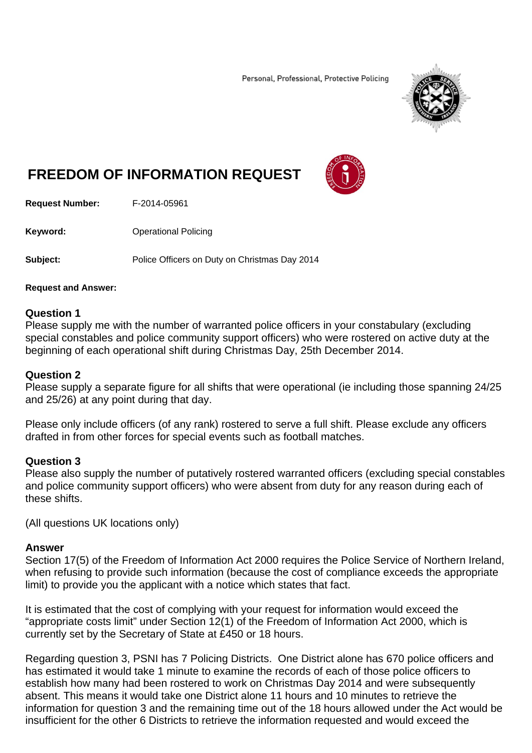Personal, Professional, Protective Policing

# FREEDOM OF INFORMATION REQUEST

**Request Number:** F-2014-05961

**Keyword:** Operational Policing

**Subject:** Police Officers on Duty on Christmas Day 2014

**Request and Answer:**

**Question 1**
Please supply me with the number of warranted police officers in your constabulary (excluding special constables and police community support officers) who were rostered on active duty at the beginning of each operational shift during Christmas Day, 25th December 2014.

**Question 2**
Please supply a separate figure for all shifts that were operational (ie including those spanning 24/25 and 25/26) at any point during that day.

Please only include officers (of any rank) rostered to serve a full shift. Please exclude any officers drafted in from other forces for special events such as football matches.

**Question 3**
Please also supply the number of putatively rostered warranted officers (excluding special constables and police community support officers) who were absent from duty for any reason during each of these shifts.

(All questions UK locations only)

**Answer**
Section 17(5) of the Freedom of Information Act 2000 requires the Police Service of Northern Ireland, when refusing to provide such information (because the cost of compliance exceeds the appropriate limit) to provide you the applicant with a notice which states that fact.

It is estimated that the cost of complying with your request for information would exceed the "appropriate costs limit" under Section 12(1) of the Freedom of Information Act 2000, which is currently set by the Secretary of State at £450 or 18 hours.

Regarding question 3, PSNI has 7 Policing Districts. One District alone has 670 police officers and has estimated it would take 1 minute to examine the records of each of those police officers to establish how many had been rostered to work on Christmas Day 2014 and were subsequently absent. This means it would take one District alone 11 hours and 10 minutes to retrieve the information for question 3 and the remaining time out of the 18 hours allowed under the Act would be insufficient for the other 6 Districts to retrieve the information requested and would exceed the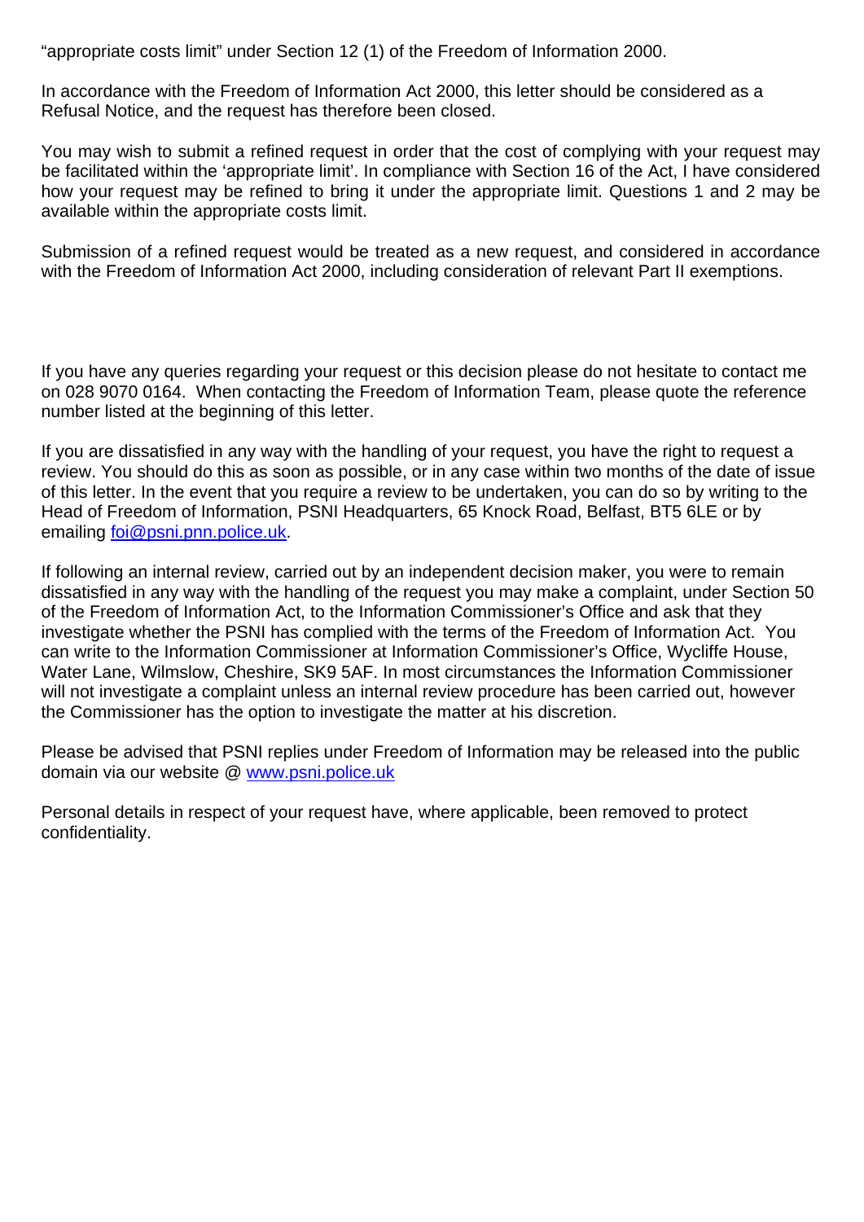“appropriate costs limit” under Section 12 (1) of the Freedom of Information 2000.

In accordance with the Freedom of Information Act 2000, this letter should be considered as a Refusal Notice, and the request has therefore been closed.

You may wish to submit a refined request in order that the cost of complying with your request may be facilitated within the ‘appropriate limit’. In compliance with Section 16 of the Act, I have considered how your request may be refined to bring it under the appropriate limit. Questions 1 and 2 may be available within the appropriate costs limit.

Submission of a refined request would be treated as a new request, and considered in accordance with the Freedom of Information Act 2000, including consideration of relevant Part II exemptions.

If you have any queries regarding your request or this decision please do not hesitate to contact me on 028 9070 0164. When contacting the Freedom of Information Team, please quote the reference number listed at the beginning of this letter.

If you are dissatisfied in any way with the handling of your request, you have the right to request a review. You should do this as soon as possible, or in any case within two months of the date of issue of this letter. In the event that you require a review to be undertaken, you can do so by writing to the Head of Freedom of Information, PSNI Headquarters, 65 Knock Road, Belfast, BT5 6LE or by emailing [foi@psni.pnn.police.uk](mailto:foi@psni.pnn.police.uk).

If following an internal review, carried out by an independent decision maker, you were to remain dissatisfied in any way with the handling of the request you may make a complaint, under Section 50 of the Freedom of Information Act, to the Information Commissioner’s Office and ask that they investigate whether the PSNI has complied with the terms of the Freedom of Information Act. You can write to the Information Commissioner at Information Commissioner’s Office, Wycliffe House, Water Lane, Wilmslow, Cheshire, SK9 5AF. In most circumstances the Information Commissioner will not investigate a complaint unless an internal review procedure has been carried out, however the Commissioner has the option to investigate the matter at his discretion.

Please be advised that PSNI replies under Freedom of Information may be released into the public domain via our website @ [www.psni.police.uk](http://www.psni.police.uk)

Personal details in respect of your request have, where applicable, been removed to protect confidentiality.